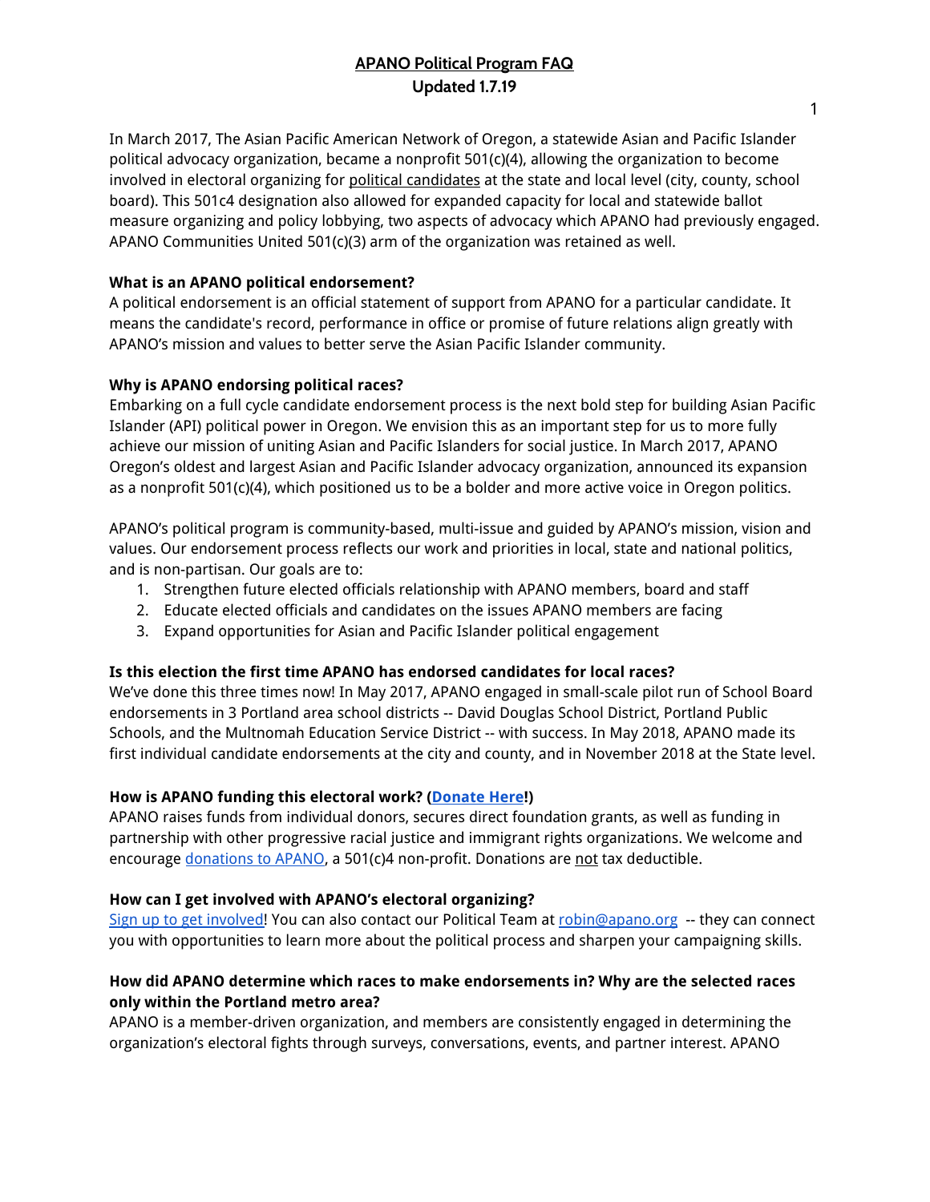# APANO Political Program FAQ
## Updated 1.7.19

In March 2017, The Asian Pacific American Network of Oregon, a statewide Asian and Pacific Islander political advocacy organization, became a nonprofit 501(c)(4), allowing the organization to become involved in electoral organizing for political candidates at the state and local level (city, county, school board). This 501c4 designation also allowed for expanded capacity for local and statewide ballot measure organizing and policy lobbying, two aspects of advocacy which APANO had previously engaged. APANO Communities United 501(c)(3) arm of the organization was retained as well.

**What is an APANO political endorsement?**

A political endorsement is an official statement of support from APANO for a particular candidate. It means the candidate's record, performance in office or promise of future relations align greatly with APANO's mission and values to better serve the Asian Pacific Islander community.

**Why is APANO endorsing political races?**

Embarking on a full cycle candidate endorsement process is the next bold step for building Asian Pacific Islander (API) political power in Oregon. We envision this as an important step for us to more fully achieve our mission of uniting Asian and Pacific Islanders for social justice. In March 2017, APANO Oregon's oldest and largest Asian and Pacific Islander advocacy organization, announced its expansion as a nonprofit 501(c)(4), which positioned us to be a bolder and more active voice in Oregon politics.

APANO's political program is community-based, multi-issue and guided by APANO's mission, vision and values. Our endorsement process reflects our work and priorities in local, state and national politics, and is non-partisan. Our goals are to:

1. Strengthen future elected officials relationship with APANO members, board and staff
2. Educate elected officials and candidates on the issues APANO members are facing
3. Expand opportunities for Asian and Pacific Islander political engagement

**Is this election the first time APANO has endorsed candidates for local races?**

We've done this three times now! In May 2017, APANO engaged in small-scale pilot run of School Board endorsements in 3 Portland area school districts -- David Douglas School District, Portland Public Schools, and the Multnomah Education Service District -- with success. In May 2018, APANO made its first individual candidate endorsements at the city and county, and in November 2018 at the State level.

**How is APANO funding this electoral work? (Donate Here!)**

APANO raises funds from individual donors, secures direct foundation grants, as well as funding in partnership with other progressive racial justice and immigrant rights organizations. We welcome and encourage donations to APANO, a 501(c)4 non-profit. Donations are not tax deductible.

**How can I get involved with APANO's electoral organizing?**

Sign up to get involved! You can also contact our Political Team at robin@apano.org -- they can connect you with opportunities to learn more about the political process and sharpen your campaigning skills.

**How did APANO determine which races to make endorsements in? Why are the selected races only within the Portland metro area?**

APANO is a member-driven organization, and members are consistently engaged in determining the organization's electoral fights through surveys, conversations, events, and partner interest. APANO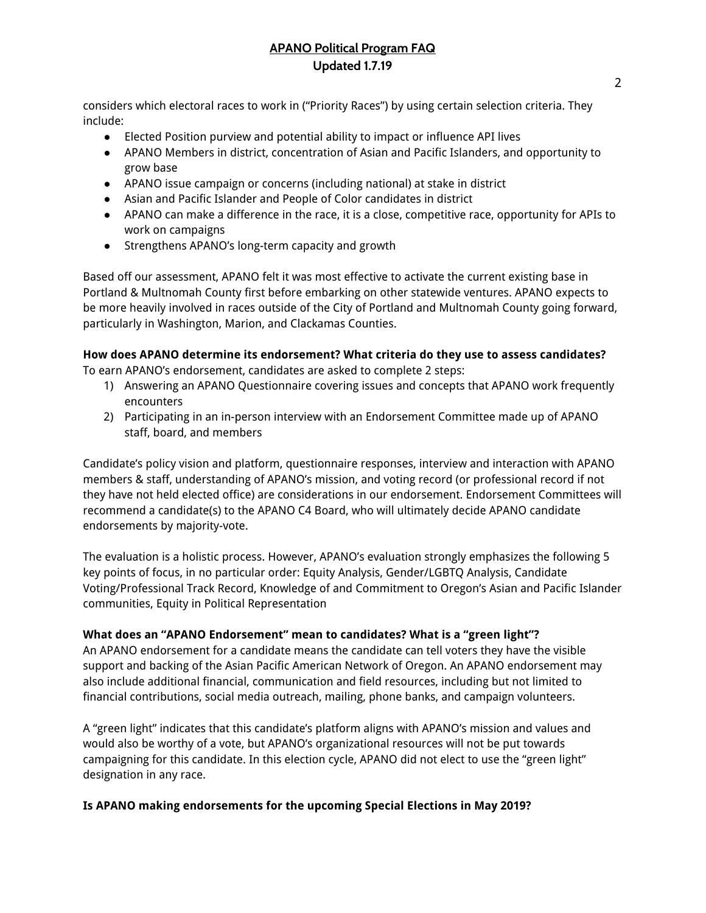considers which electoral races to work in ("Priority Races") by using certain selection criteria. They include:

- Elected Position purview and potential ability to impact or influence API lives
- APANO Members in district, concentration of Asian and Pacific Islanders, and opportunity to grow base
- APANO issue campaign or concerns (including national) at stake in district
- Asian and Pacific Islander and People of Color candidates in district
- APANO can make a difference in the race, it is a close, competitive race, opportunity for APIs to work on campaigns
- Strengthens APANO's long-term capacity and growth

Based off our assessment, APANO felt it was most effective to activate the current existing base in Portland & Multnomah County first before embarking on other statewide ventures. APANO expects to be more heavily involved in races outside of the City of Portland and Multnomah County going forward, particularly in Washington, Marion, and Clackamas Counties.

**How does APANO determine its endorsement? What criteria do they use to assess candidates?**

To earn APANO's endorsement, candidates are asked to complete 2 steps:

1) Answering an APANO Questionnaire covering issues and concepts that APANO work frequently encounters
2) Participating in an in-person interview with an Endorsement Committee made up of APANO staff, board, and members

Candidate's policy vision and platform, questionnaire responses, interview and interaction with APANO members & staff, understanding of APANO's mission, and voting record (or professional record if not they have not held elected office) are considerations in our endorsement. Endorsement Committees will recommend a candidate(s) to the APANO C4 Board, who will ultimately decide APANO candidate endorsements by majority-vote.

The evaluation is a holistic process. However, APANO's evaluation strongly emphasizes the following 5 key points of focus, in no particular order: Equity Analysis, Gender/LGBTQ Analysis, Candidate Voting/Professional Track Record, Knowledge of and Commitment to Oregon's Asian and Pacific Islander communities, Equity in Political Representation

**What does an "APANO Endorsement" mean to candidates? What is a "green light"?**

An APANO endorsement for a candidate means the candidate can tell voters they have the visible support and backing of the Asian Pacific American Network of Oregon. An APANO endorsement may also include additional financial, communication and field resources, including but not limited to financial contributions, social media outreach, mailing, phone banks, and campaign volunteers.

A "green light" indicates that this candidate's platform aligns with APANO's mission and values and would also be worthy of a vote, but APANO's organizational resources will not be put towards campaigning for this candidate. In this election cycle, APANO did not elect to use the "green light" designation in any race.

**Is APANO making endorsements for the upcoming Special Elections in May 2019?**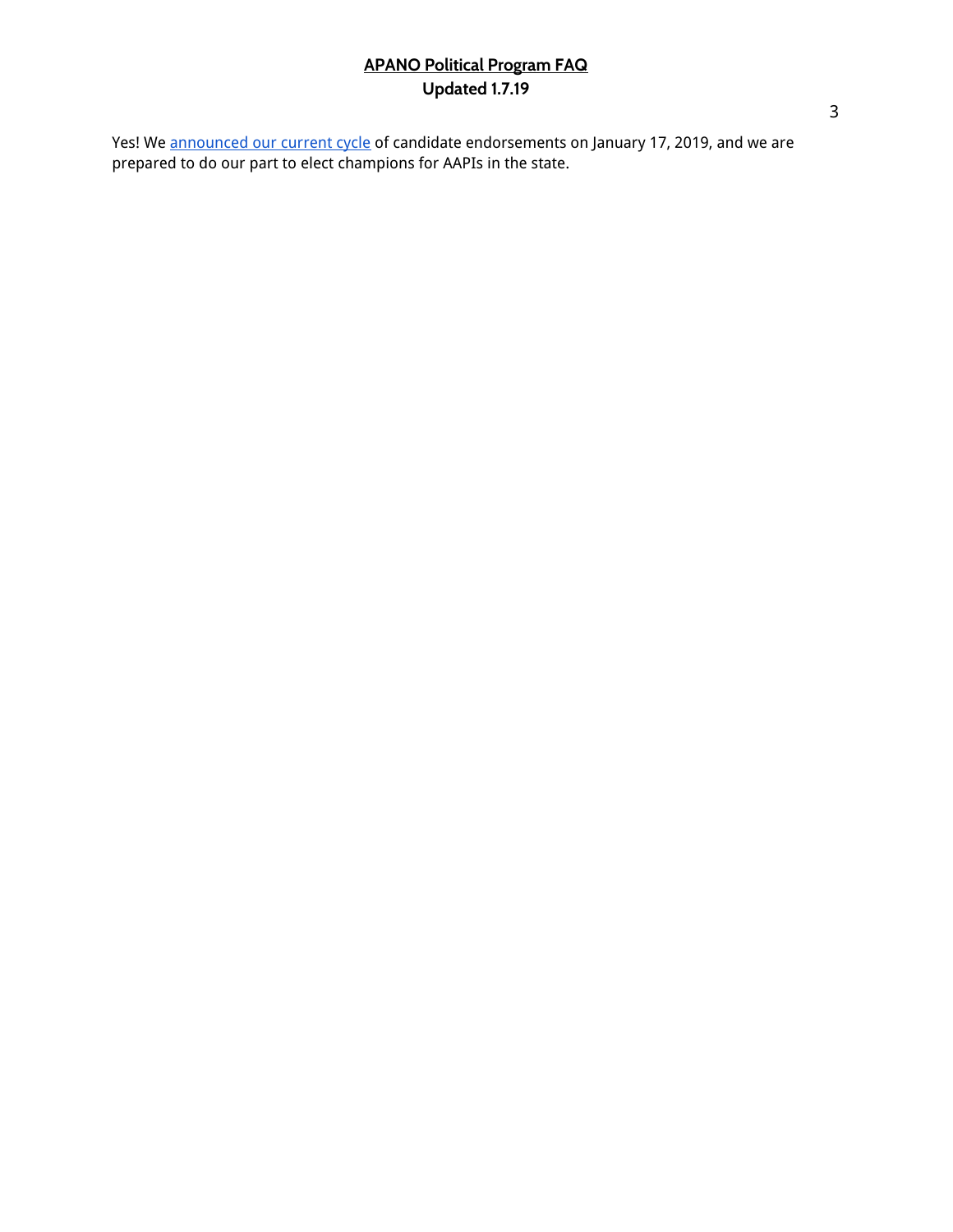Yes! We announced our current cycle of candidate endorsements on January 17, 2019, and we are prepared to do our part to elect champions for AAPIs in the state.